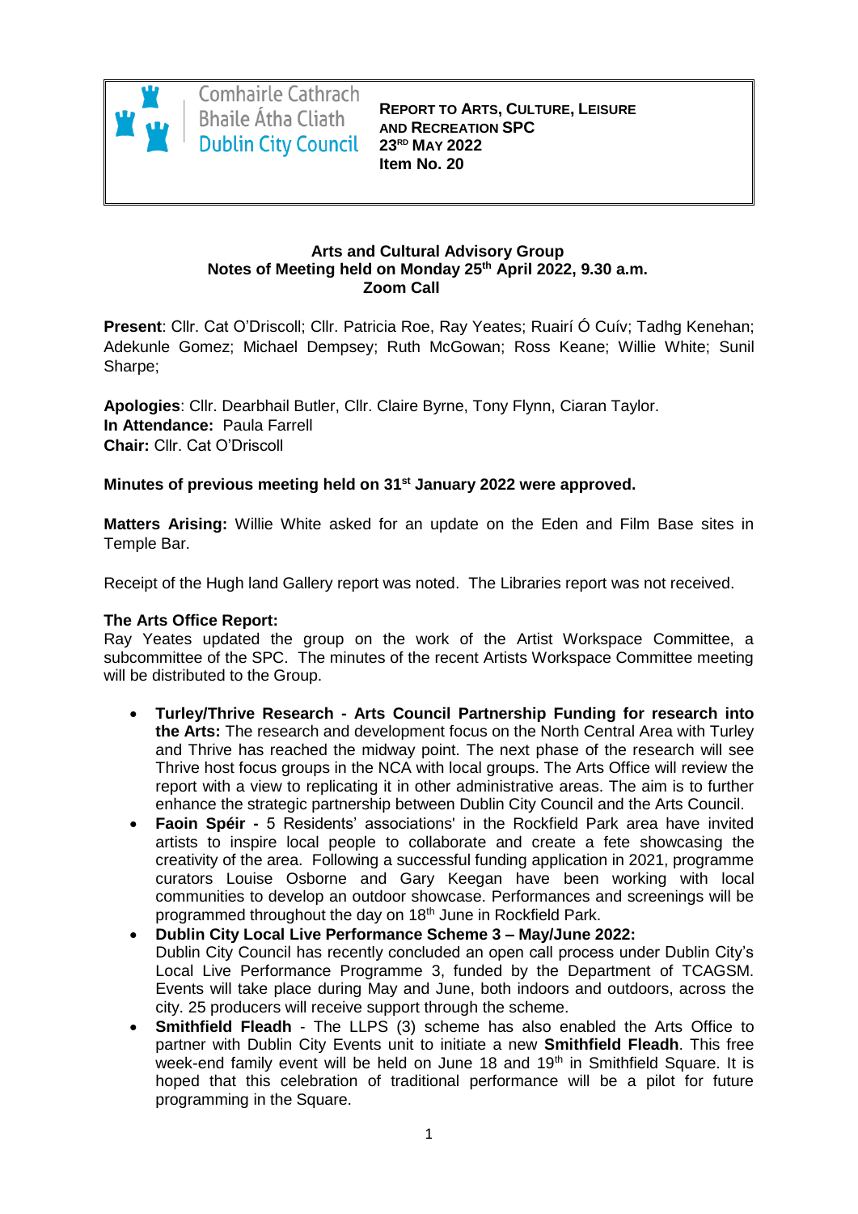Comhairle Cathrach Bhaile Átha Cliath
Dublin City Council

**REPORT TO ARTS, CULTURE, LEISURE AND RECREATION SPC**
**23RD MAY 2022**
**Item No. 20**

**Arts and Cultural Advisory Group**
**Notes of Meeting held on Monday 25th April 2022, 9.30 a.m.**
**Zoom Call**

**Present**: Cllr. Cat O'Driscoll; Cllr. Patricia Roe, Ray Yeates; Ruairí Ó Cuív; Tadhg Kenehan; Adekunle Gomez; Michael Dempsey; Ruth McGowan; Ross Keane; Willie White; Sunil Sharpe;

**Apologies**: Cllr. Dearbhail Butler, Cllr. Claire Byrne, Tony Flynn, Ciaran Taylor.
**In Attendance:** Paula Farrell
**Chair:** Cllr. Cat O'Driscoll

**Minutes of previous meeting held on 31st January 2022 were approved.**

**Matters Arising:** Willie White asked for an update on the Eden and Film Base sites in Temple Bar.

Receipt of the Hugh land Gallery report was noted. The Libraries report was not received.

**The Arts Office Report:**
Ray Yeates updated the group on the work of the Artist Workspace Committee, a subcommittee of the SPC. The minutes of the recent Artists Workspace Committee meeting will be distributed to the Group.

- **Turley/Thrive Research - Arts Council Partnership Funding for research into the Arts:** The research and development focus on the North Central Area with Turley and Thrive has reached the midway point. The next phase of the research will see Thrive host focus groups in the NCA with local groups. The Arts Office will review the report with a view to replicating it in other administrative areas. The aim is to further enhance the strategic partnership between Dublin City Council and the Arts Council.
- **Faoin Spéir -** 5 Residents' associations' in the Rockfield Park area have invited artists to inspire local people to collaborate and create a fete showcasing the creativity of the area. Following a successful funding application in 2021, programme curators Louise Osborne and Gary Keegan have been working with local communities to develop an outdoor showcase. Performances and screenings will be programmed throughout the day on 18th June in Rockfield Park.
- **Dublin City Local Live Performance Scheme 3 – May/June 2022:** Dublin City Council has recently concluded an open call process under Dublin City's Local Live Performance Programme 3, funded by the Department of TCAGSM. Events will take place during May and June, both indoors and outdoors, across the city. 25 producers will receive support through the scheme.
- **Smithfield Fleadh** - The LLPS (3) scheme has also enabled the Arts Office to partner with Dublin City Events unit to initiate a new **Smithfield Fleadh**. This free week-end family event will be held on June 18 and 19th in Smithfield Square. It is hoped that this celebration of traditional performance will be a pilot for future programming in the Square.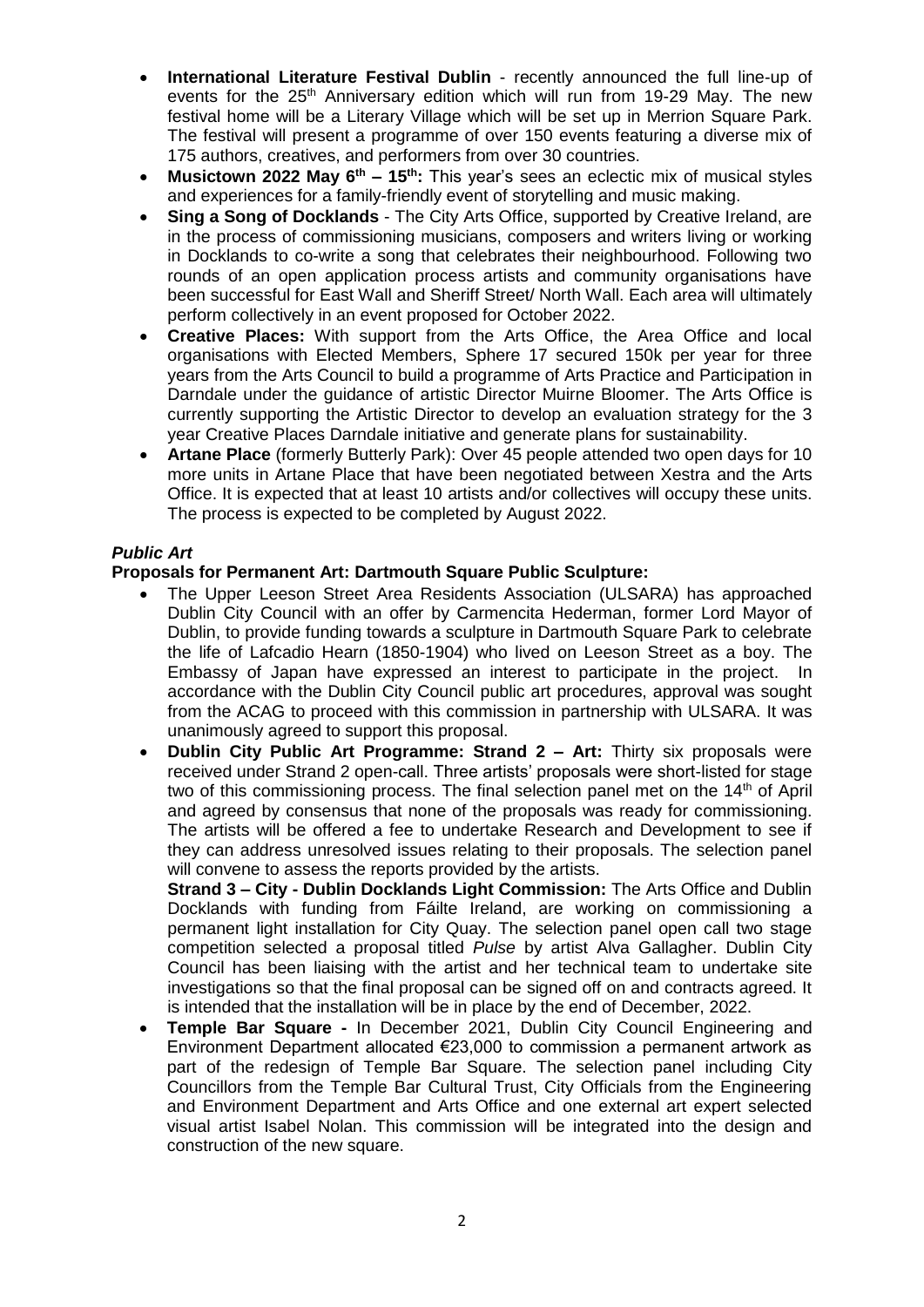- **International Literature Festival Dublin** - recently announced the full line-up of events for the 25th Anniversary edition which will run from 19-29 May. The new festival home will be a Literary Village which will be set up in Merrion Square Park. The festival will present a programme of over 150 events featuring a diverse mix of 175 authors, creatives, and performers from over 30 countries.
- **Musictown 2022 May 6th – 15th:** This year's sees an eclectic mix of musical styles and experiences for a family-friendly event of storytelling and music making.
- **Sing a Song of Docklands** - The City Arts Office, supported by Creative Ireland, are in the process of commissioning musicians, composers and writers living or working in Docklands to co-write a song that celebrates their neighbourhood. Following two rounds of an open application process artists and community organisations have been successful for East Wall and Sheriff Street/ North Wall. Each area will ultimately perform collectively in an event proposed for October 2022.
- **Creative Places:** With support from the Arts Office, the Area Office and local organisations with Elected Members, Sphere 17 secured 150k per year for three years from the Arts Council to build a programme of Arts Practice and Participation in Darndale under the guidance of artistic Director Muirne Bloomer. The Arts Office is currently supporting the Artistic Director to develop an evaluation strategy for the 3 year Creative Places Darndale initiative and generate plans for sustainability.
- **Artane Place** (formerly Butterly Park): Over 45 people attended two open days for 10 more units in Artane Place that have been negotiated between Xestra and the Arts Office. It is expected that at least 10 artists and/or collectives will occupy these units. The process is expected to be completed by August 2022.

***Public Art***

**Proposals for Permanent Art: Dartmouth Square Public Sculpture:**

- The Upper Leeson Street Area Residents Association (ULSARA) has approached Dublin City Council with an offer by Carmencita Hederman, former Lord Mayor of Dublin, to provide funding towards a sculpture in Dartmouth Square Park to celebrate the life of Lafcadio Hearn (1850-1904) who lived on Leeson Street as a boy. The Embassy of Japan have expressed an interest to participate in the project. In accordance with the Dublin City Council public art procedures, approval was sought from the ACAG to proceed with this commission in partnership with ULSARA. It was unanimously agreed to support this proposal.
- **Dublin City Public Art Programme: Strand 2 – Art:** Thirty six proposals were received under Strand 2 open-call. Three artists' proposals were short-listed for stage two of this commissioning process. The final selection panel met on the 14th of April and agreed by consensus that none of the proposals was ready for commissioning. The artists will be offered a fee to undertake Research and Development to see if they can address unresolved issues relating to their proposals. The selection panel will convene to assess the reports provided by the artists.

  **Strand 3 – City - Dublin Docklands Light Commission:** The Arts Office and Dublin Docklands with funding from Fáilte Ireland, are working on commissioning a permanent light installation for City Quay. The selection panel open call two stage competition selected a proposal titled *Pulse* by artist Alva Gallagher. Dublin City Council has been liaising with the artist and her technical team to undertake site investigations so that the final proposal can be signed off on and contracts agreed. It is intended that the installation will be in place by the end of December, 2022.
- **Temple Bar Square -** In December 2021, Dublin City Council Engineering and Environment Department allocated €23,000 to commission a permanent artwork as part of the redesign of Temple Bar Square. The selection panel including City Councillors from the Temple Bar Cultural Trust, City Officials from the Engineering and Environment Department and Arts Office and one external art expert selected visual artist Isabel Nolan. This commission will be integrated into the design and construction of the new square.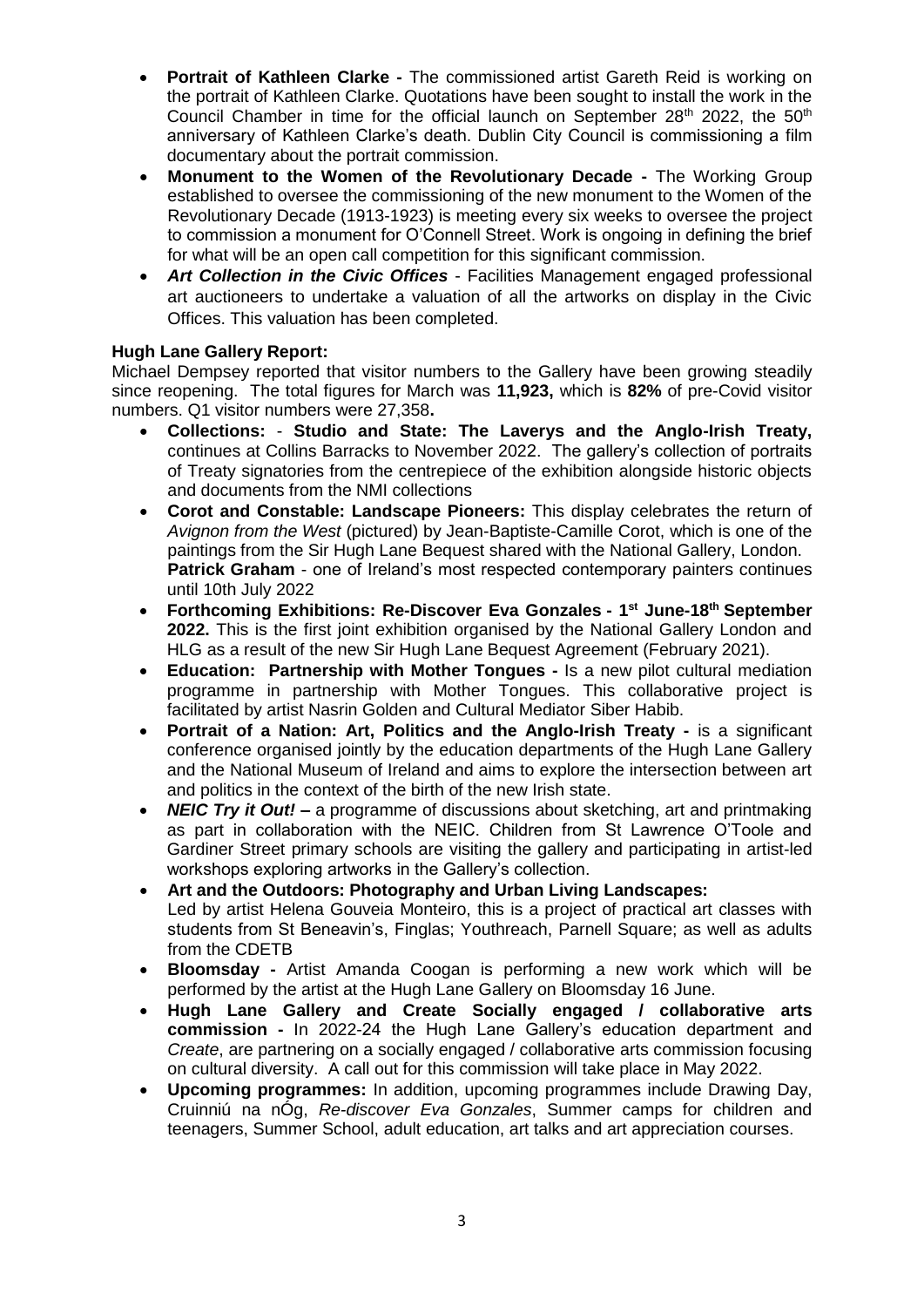- **Portrait of Kathleen Clarke -** The commissioned artist Gareth Reid is working on the portrait of Kathleen Clarke. Quotations have been sought to install the work in the Council Chamber in time for the official launch on September 28th 2022, the 50th anniversary of Kathleen Clarke's death. Dublin City Council is commissioning a film documentary about the portrait commission.
- **Monument to the Women of the Revolutionary Decade -** The Working Group established to oversee the commissioning of the new monument to the Women of the Revolutionary Decade (1913-1923) is meeting every six weeks to oversee the project to commission a monument for O'Connell Street. Work is ongoing in defining the brief for what will be an open call competition for this significant commission.
- ***Art Collection in the Civic Offices*** - Facilities Management engaged professional art auctioneers to undertake a valuation of all the artworks on display in the Civic Offices. This valuation has been completed.

**Hugh Lane Gallery Report:**

Michael Dempsey reported that visitor numbers to the Gallery have been growing steadily since reopening. The total figures for March was **11,923,** which is **82%** of pre-Covid visitor numbers. Q1 visitor numbers were 27,358**.**

- **Collections:** - **Studio and State: The Laverys and the Anglo-Irish Treaty,** continues at Collins Barracks to November 2022. The gallery's collection of portraits of Treaty signatories from the centrepiece of the exhibition alongside historic objects and documents from the NMI collections
- **Corot and Constable: Landscape Pioneers:** This display celebrates the return of *Avignon from the West* (pictured) by Jean-Baptiste-Camille Corot, which is one of the paintings from the Sir Hugh Lane Bequest shared with the National Gallery, London. **Patrick Graham** - one of Ireland's most respected contemporary painters continues until 10th July 2022
- **Forthcoming Exhibitions: Re-Discover Eva Gonzales - 1st June-18th September 2022.** This is the first joint exhibition organised by the National Gallery London and HLG as a result of the new Sir Hugh Lane Bequest Agreement (February 2021).
- **Education: Partnership with Mother Tongues -** Is a new pilot cultural mediation programme in partnership with Mother Tongues. This collaborative project is facilitated by artist Nasrin Golden and Cultural Mediator Siber Habib.
- **Portrait of a Nation: Art, Politics and the Anglo-Irish Treaty -** is a significant conference organised jointly by the education departments of the Hugh Lane Gallery and the National Museum of Ireland and aims to explore the intersection between art and politics in the context of the birth of the new Irish state.
- ***NEIC Try it Out!* –** a programme of discussions about sketching, art and printmaking as part in collaboration with the NEIC. Children from St Lawrence O'Toole and Gardiner Street primary schools are visiting the gallery and participating in artist-led workshops exploring artworks in the Gallery's collection.
- **Art and the Outdoors: Photography and Urban Living Landscapes:** Led by artist Helena Gouveia Monteiro, this is a project of practical art classes with students from St Beneavin's, Finglas; Youthreach, Parnell Square; as well as adults from the CDETB
- **Bloomsday -** Artist Amanda Coogan is performing a new work which will be performed by the artist at the Hugh Lane Gallery on Bloomsday 16 June.
- **Hugh Lane Gallery and Create Socially engaged / collaborative arts commission -** In 2022-24 the Hugh Lane Gallery's education department and *Create*, are partnering on a socially engaged / collaborative arts commission focusing on cultural diversity. A call out for this commission will take place in May 2022.
- **Upcoming programmes:** In addition, upcoming programmes include Drawing Day, Cruinniú na nÓg, *Re-discover Eva Gonzales*, Summer camps for children and teenagers, Summer School, adult education, art talks and art appreciation courses.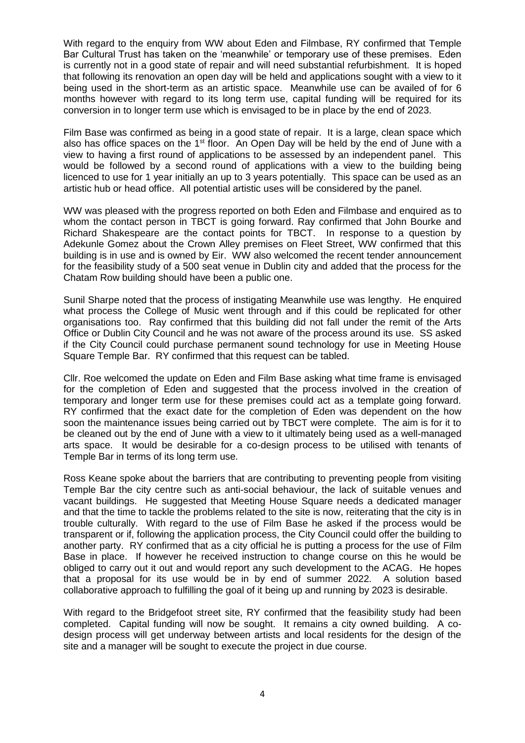With regard to the enquiry from WW about Eden and Filmbase, RY confirmed that Temple Bar Cultural Trust has taken on the 'meanwhile' or temporary use of these premises. Eden is currently not in a good state of repair and will need substantial refurbishment. It is hoped that following its renovation an open day will be held and applications sought with a view to it being used in the short-term as an artistic space. Meanwhile use can be availed of for 6 months however with regard to its long term use, capital funding will be required for its conversion in to longer term use which is envisaged to be in place by the end of 2023.

Film Base was confirmed as being in a good state of repair. It is a large, clean space which also has office spaces on the 1st floor. An Open Day will be held by the end of June with a view to having a first round of applications to be assessed by an independent panel. This would be followed by a second round of applications with a view to the building being licenced to use for 1 year initially an up to 3 years potentially. This space can be used as an artistic hub or head office. All potential artistic uses will be considered by the panel.

WW was pleased with the progress reported on both Eden and Filmbase and enquired as to whom the contact person in TBCT is going forward. Ray confirmed that John Bourke and Richard Shakespeare are the contact points for TBCT. In response to a question by Adekunle Gomez about the Crown Alley premises on Fleet Street, WW confirmed that this building is in use and is owned by Eir. WW also welcomed the recent tender announcement for the feasibility study of a 500 seat venue in Dublin city and added that the process for the Chatam Row building should have been a public one.

Sunil Sharpe noted that the process of instigating Meanwhile use was lengthy. He enquired what process the College of Music went through and if this could be replicated for other organisations too. Ray confirmed that this building did not fall under the remit of the Arts Office or Dublin City Council and he was not aware of the process around its use. SS asked if the City Council could purchase permanent sound technology for use in Meeting House Square Temple Bar. RY confirmed that this request can be tabled.

Cllr. Roe welcomed the update on Eden and Film Base asking what time frame is envisaged for the completion of Eden and suggested that the process involved in the creation of temporary and longer term use for these premises could act as a template going forward. RY confirmed that the exact date for the completion of Eden was dependent on the how soon the maintenance issues being carried out by TBCT were complete. The aim is for it to be cleaned out by the end of June with a view to it ultimately being used as a well-managed arts space. It would be desirable for a co-design process to be utilised with tenants of Temple Bar in terms of its long term use.

Ross Keane spoke about the barriers that are contributing to preventing people from visiting Temple Bar the city centre such as anti-social behaviour, the lack of suitable venues and vacant buildings. He suggested that Meeting House Square needs a dedicated manager and that the time to tackle the problems related to the site is now, reiterating that the city is in trouble culturally. With regard to the use of Film Base he asked if the process would be transparent or if, following the application process, the City Council could offer the building to another party. RY confirmed that as a city official he is putting a process for the use of Film Base in place. If however he received instruction to change course on this he would be obliged to carry out it out and would report any such development to the ACAG. He hopes that a proposal for its use would be in by end of summer 2022. A solution based collaborative approach to fulfilling the goal of it being up and running by 2023 is desirable.

With regard to the Bridgefoot street site, RY confirmed that the feasibility study had been completed. Capital funding will now be sought. It remains a city owned building. A co-design process will get underway between artists and local residents for the design of the site and a manager will be sought to execute the project in due course.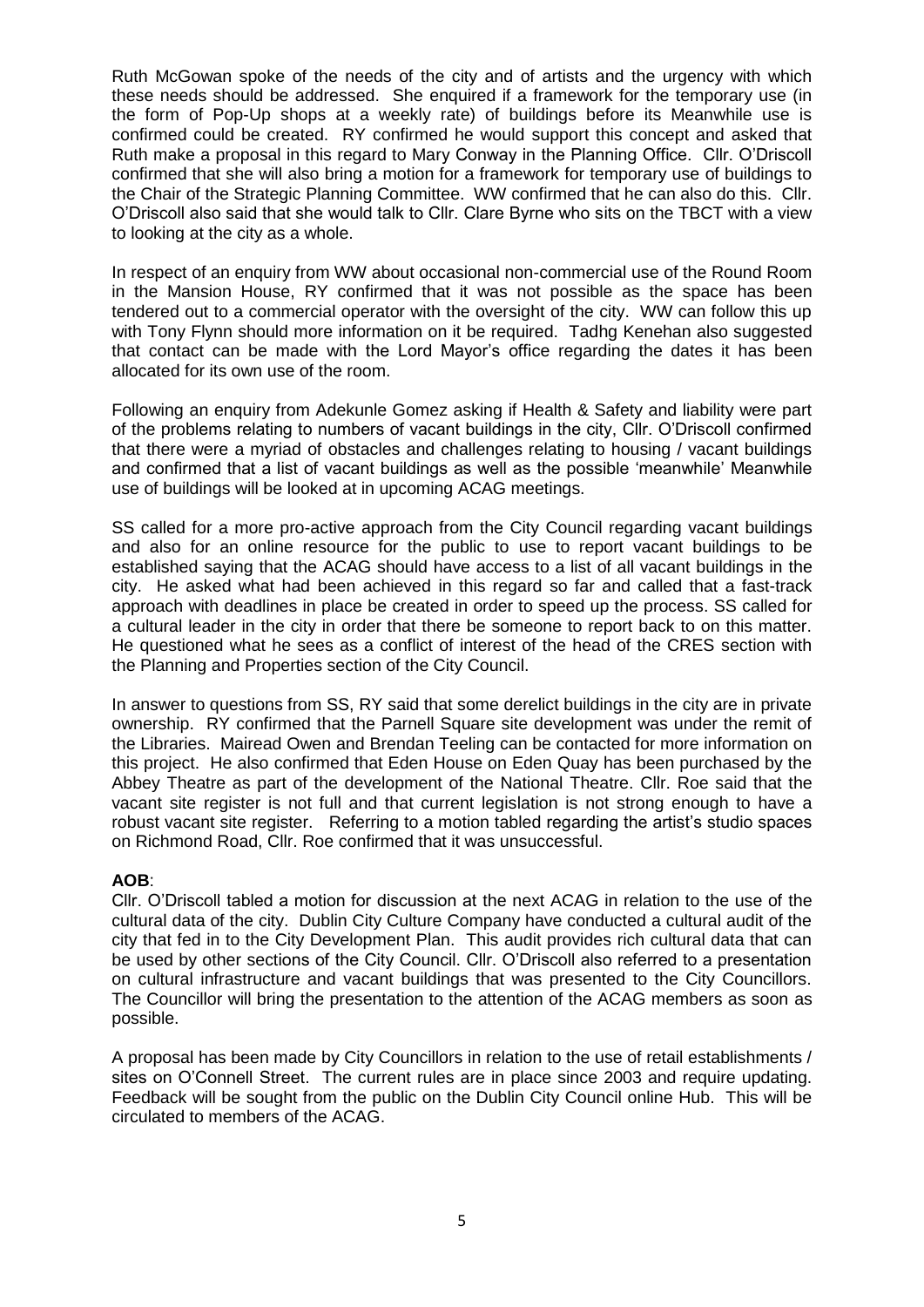Ruth McGowan spoke of the needs of the city and of artists and the urgency with which these needs should be addressed. She enquired if a framework for the temporary use (in the form of Pop-Up shops at a weekly rate) of buildings before its Meanwhile use is confirmed could be created. RY confirmed he would support this concept and asked that Ruth make a proposal in this regard to Mary Conway in the Planning Office. Cllr. O'Driscoll confirmed that she will also bring a motion for a framework for temporary use of buildings to the Chair of the Strategic Planning Committee. WW confirmed that he can also do this. Cllr. O'Driscoll also said that she would talk to Cllr. Clare Byrne who sits on the TBCT with a view to looking at the city as a whole.

In respect of an enquiry from WW about occasional non-commercial use of the Round Room in the Mansion House, RY confirmed that it was not possible as the space has been tendered out to a commercial operator with the oversight of the city. WW can follow this up with Tony Flynn should more information on it be required. Tadhg Kenehan also suggested that contact can be made with the Lord Mayor's office regarding the dates it has been allocated for its own use of the room.

Following an enquiry from Adekunle Gomez asking if Health & Safety and liability were part of the problems relating to numbers of vacant buildings in the city, Cllr. O'Driscoll confirmed that there were a myriad of obstacles and challenges relating to housing / vacant buildings and confirmed that a list of vacant buildings as well as the possible 'meanwhile' Meanwhile use of buildings will be looked at in upcoming ACAG meetings.

SS called for a more pro-active approach from the City Council regarding vacant buildings and also for an online resource for the public to use to report vacant buildings to be established saying that the ACAG should have access to a list of all vacant buildings in the city. He asked what had been achieved in this regard so far and called that a fast-track approach with deadlines in place be created in order to speed up the process. SS called for a cultural leader in the city in order that there be someone to report back to on this matter. He questioned what he sees as a conflict of interest of the head of the CRES section with the Planning and Properties section of the City Council.

In answer to questions from SS, RY said that some derelict buildings in the city are in private ownership. RY confirmed that the Parnell Square site development was under the remit of the Libraries. Mairead Owen and Brendan Teeling can be contacted for more information on this project. He also confirmed that Eden House on Eden Quay has been purchased by the Abbey Theatre as part of the development of the National Theatre. Cllr. Roe said that the vacant site register is not full and that current legislation is not strong enough to have a robust vacant site register. Referring to a motion tabled regarding the artist's studio spaces on Richmond Road, Cllr. Roe confirmed that it was unsuccessful.

**AOB**:

Cllr. O'Driscoll tabled a motion for discussion at the next ACAG in relation to the use of the cultural data of the city. Dublin City Culture Company have conducted a cultural audit of the city that fed in to the City Development Plan. This audit provides rich cultural data that can be used by other sections of the City Council. Cllr. O'Driscoll also referred to a presentation on cultural infrastructure and vacant buildings that was presented to the City Councillors. The Councillor will bring the presentation to the attention of the ACAG members as soon as possible.

A proposal has been made by City Councillors in relation to the use of retail establishments / sites on O'Connell Street. The current rules are in place since 2003 and require updating. Feedback will be sought from the public on the Dublin City Council online Hub. This will be circulated to members of the ACAG.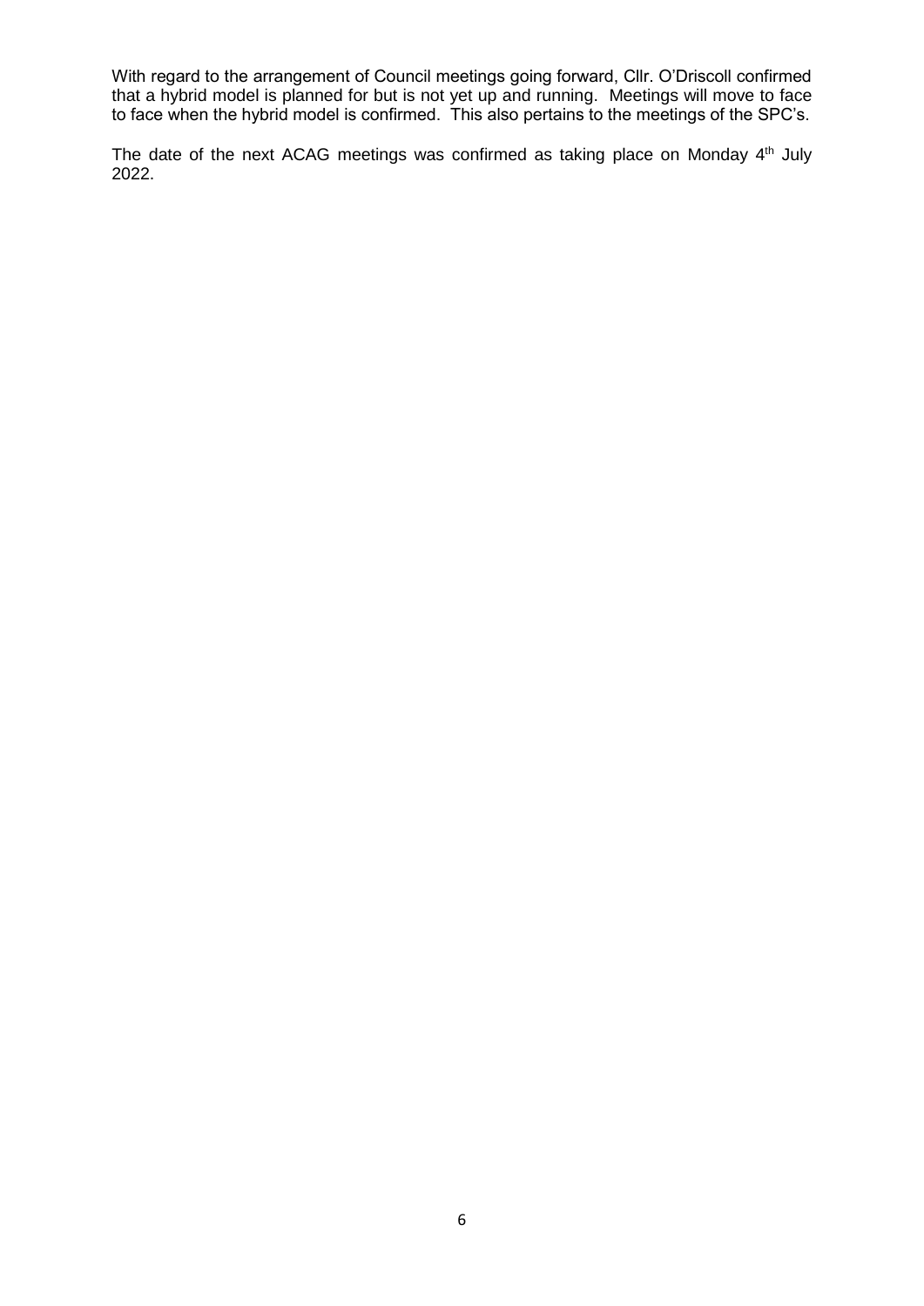With regard to the arrangement of Council meetings going forward, Cllr. O'Driscoll confirmed that a hybrid model is planned for but is not yet up and running. Meetings will move to face to face when the hybrid model is confirmed. This also pertains to the meetings of the SPC's.

The date of the next ACAG meetings was confirmed as taking place on Monday 4th July 2022.